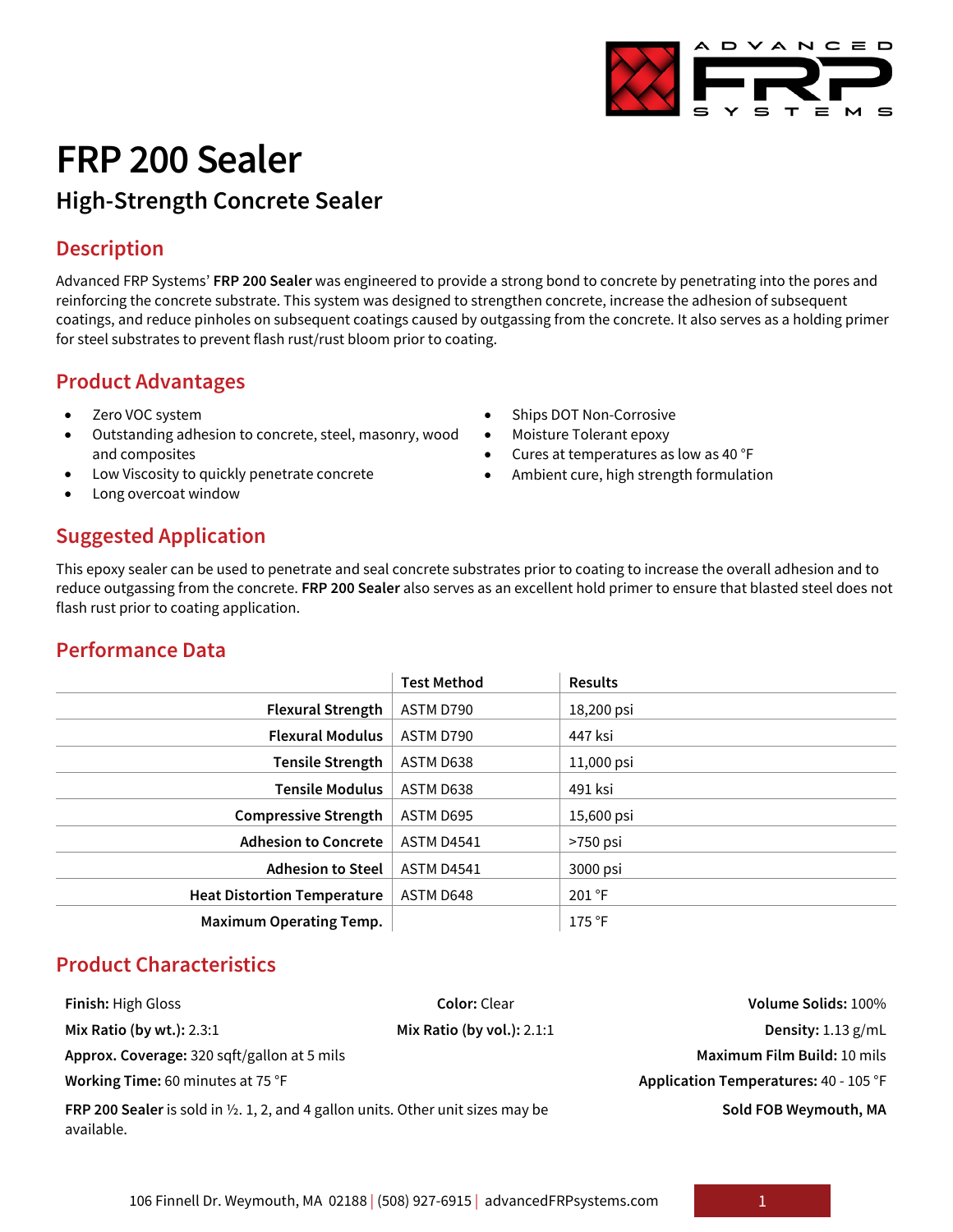# FRP 200 Sealer

## High-Strength Concrete Sealer

### Description

Advanced FRP Systems' **FRP 200 Sealer** was engineered to provide a strong bond to concrete by penetrating into the pores and reinforcing the concrete substrate. This system was designed to strengthen concrete, increase the adhesion of subsequent coatings, and reduce pinholes on subsequent coatings caused by outgassing from the concrete. It also serves as a holding primer for steel substrates to prevent flash rust/rust bloom prior to coating.

### Product Advantages

- Zero VOC system
- Outstanding adhesion to concrete, steel, masonry, wood and composites
- Low Viscosity to quickly penetrate concrete
- Long overcoat window
- Ships DOT Non-Corrosive
- Moisture Tolerant epoxy
- Cures at temperatures as low as 40 °F
- Ambient cure, high strength formulation

### Suggested Application

This epoxy sealer can be used to penetrate and seal concrete substrates prior to coating to increase the overall adhesion and to reduce outgassing from the concrete. **FRP 200 Sealer** also serves as an excellent hold primer to ensure that blasted steel does not flash rust prior to coating application.

### Performance Data

| | Test Method | Results |
|---|---|---|
| **Flexural Strength** | ASTM D790 | 18,200 psi |
| **Flexural Modulus** | ASTM D790 | 447 ksi |
| **Tensile Strength** | ASTM D638 | 11,000 psi |
| **Tensile Modulus** | ASTM D638 | 491 ksi |
| **Compressive Strength** | ASTM D695 | 15,600 psi |
| **Adhesion to Concrete** | ASTM D4541 | >750 psi |
| **Adhesion to Steel** | ASTM D4541 | 3000 psi |
| **Heat Distortion Temperature** | ASTM D648 | 201 °F |
| **Maximum Operating Temp.** | | 175 °F |

### Product Characteristics

**Finish:** High Gloss

**Color:** Clear

**Volume Solids:** 100%

**Mix Ratio (by wt.):** 2.3:1

**Mix Ratio (by vol.):** 2.1:1

**Density:** 1.13 g/mL

**Approx. Coverage:** 320 sqft/gallon at 5 mils

**Maximum Film Build:** 10 mils

**Working Time:** 60 minutes at 75 °F

**Application Temperatures:** 40 - 105 °F

**FRP 200 Sealer** is sold in ½. 1, 2, and 4 gallon units. Other unit sizes may be available.

**Sold FOB Weymouth, MA**

106 Finnell Dr. Weymouth, MA 02188 | (508) 927-6915 | advancedFRPsystems.com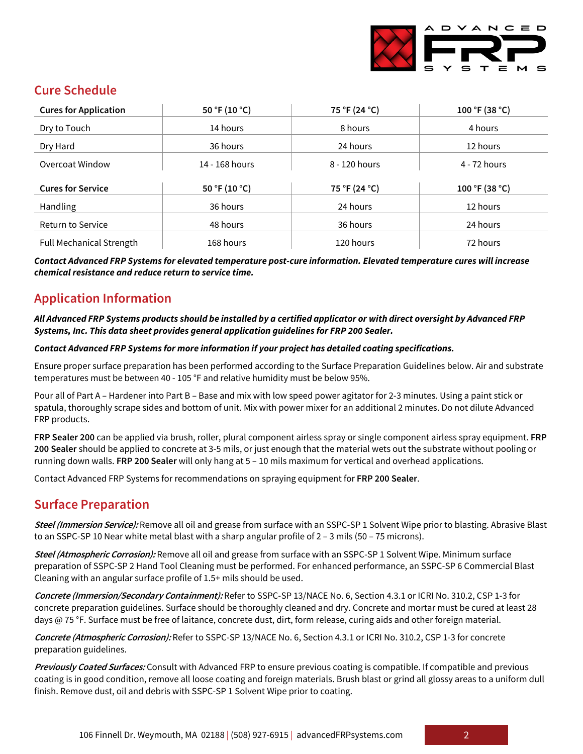## Cure Schedule

| Cures for Application | 50 °F (10 °C) | 75 °F (24 °C) | 100 °F (38 °C) |
|---|---|---|---|
| Dry to Touch | 14 hours | 8 hours | 4 hours |
| Dry Hard | 36 hours | 24 hours | 12 hours |
| Overcoat Window | 14 - 168 hours | 8 - 120 hours | 4 - 72 hours |

| Cures for Service | 50 °F (10 °C) | 75 °F (24 °C) | 100 °F (38 °C) |
|---|---|---|---|
| Handling | 36 hours | 24 hours | 12 hours |
| Return to Service | 48 hours | 36 hours | 24 hours |
| Full Mechanical Strength | 168 hours | 120 hours | 72 hours |

***Contact Advanced FRP Systems for elevated temperature post-cure information. Elevated temperature cures will increase chemical resistance and reduce return to service time.***

## Application Information

***All Advanced FRP Systems products should be installed by a certified applicator or with direct oversight by Advanced FRP Systems, Inc. This data sheet provides general application guidelines for FRP 200 Sealer.***

***Contact Advanced FRP Systems for more information if your project has detailed coating specifications.***

Ensure proper surface preparation has been performed according to the Surface Preparation Guidelines below. Air and substrate temperatures must be between 40 - 105 °F and relative humidity must be below 95%.

Pour all of Part A – Hardener into Part B – Base and mix with low speed power agitator for 2-3 minutes. Using a paint stick or spatula, thoroughly scrape sides and bottom of unit. Mix with power mixer for an additional 2 minutes. Do not dilute Advanced FRP products.

**FRP Sealer 200** can be applied via brush, roller, plural component airless spray or single component airless spray equipment. **FRP 200 Sealer** should be applied to concrete at 3-5 mils, or just enough that the material wets out the substrate without pooling or running down walls. **FRP 200 Sealer** will only hang at 5 – 10 mils maximum for vertical and overhead applications.

Contact Advanced FRP Systems for recommendations on spraying equipment for **FRP 200 Sealer**.

## Surface Preparation

***Steel (Immersion Service):*** Remove all oil and grease from surface with an SSPC-SP 1 Solvent Wipe prior to blasting. Abrasive Blast to an SSPC-SP 10 Near white metal blast with a sharp angular profile of 2 – 3 mils (50 – 75 microns).

***Steel (Atmospheric Corrosion):*** Remove all oil and grease from surface with an SSPC-SP 1 Solvent Wipe. Minimum surface preparation of SSPC-SP 2 Hand Tool Cleaning must be performed. For enhanced performance, an SSPC-SP 6 Commercial Blast Cleaning with an angular surface profile of 1.5+ mils should be used.

***Concrete (Immersion/Secondary Containment):*** Refer to SSPC-SP 13/NACE No. 6, Section 4.3.1 or ICRI No. 310.2, CSP 1-3 for concrete preparation guidelines. Surface should be thoroughly cleaned and dry. Concrete and mortar must be cured at least 28 days @ 75 °F. Surface must be free of laitance, concrete dust, dirt, form release, curing aids and other foreign material.

***Concrete (Atmospheric Corrosion):*** Refer to SSPC-SP 13/NACE No. 6, Section 4.3.1 or ICRI No. 310.2, CSP 1-3 for concrete preparation guidelines.

***Previously Coated Surfaces:*** Consult with Advanced FRP to ensure previous coating is compatible. If compatible and previous coating is in good condition, remove all loose coating and foreign materials. Brush blast or grind all glossy areas to a uniform dull finish. Remove dust, oil and debris with SSPC-SP 1 Solvent Wipe prior to coating.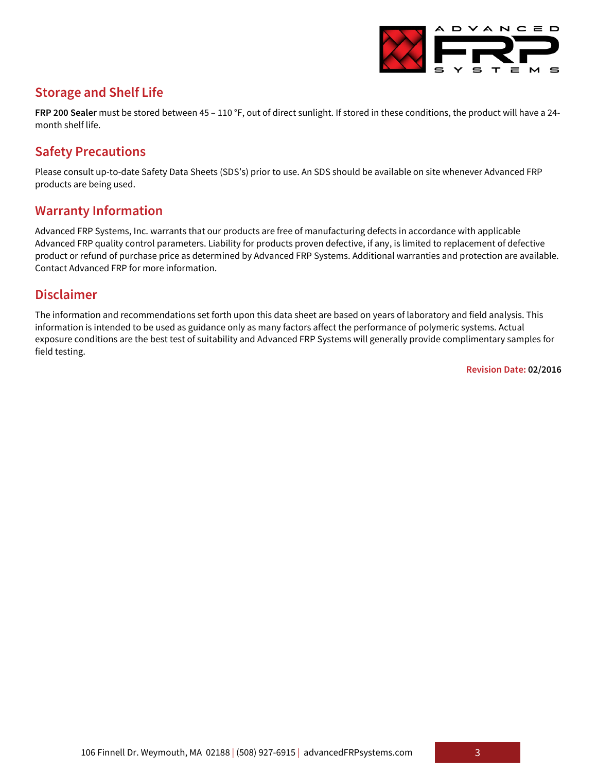## Storage and Shelf Life

**FRP 200 Sealer** must be stored between 45 – 110 °F, out of direct sunlight. If stored in these conditions, the product will have a 24-month shelf life.

## Safety Precautions

Please consult up-to-date Safety Data Sheets (SDS's) prior to use. An SDS should be available on site whenever Advanced FRP products are being used.

## Warranty Information

Advanced FRP Systems, Inc. warrants that our products are free of manufacturing defects in accordance with applicable Advanced FRP quality control parameters. Liability for products proven defective, if any, is limited to replacement of defective product or refund of purchase price as determined by Advanced FRP Systems. Additional warranties and protection are available. Contact Advanced FRP for more information.

## Disclaimer

The information and recommendations set forth upon this data sheet are based on years of laboratory and field analysis. This information is intended to be used as guidance only as many factors affect the performance of polymeric systems. Actual exposure conditions are the best test of suitability and Advanced FRP Systems will generally provide complimentary samples for field testing.

**Revision Date: 02/2016**

106 Finnell Dr. Weymouth, MA 02188 | (508) 927-6915 | advancedFRPsystems.com